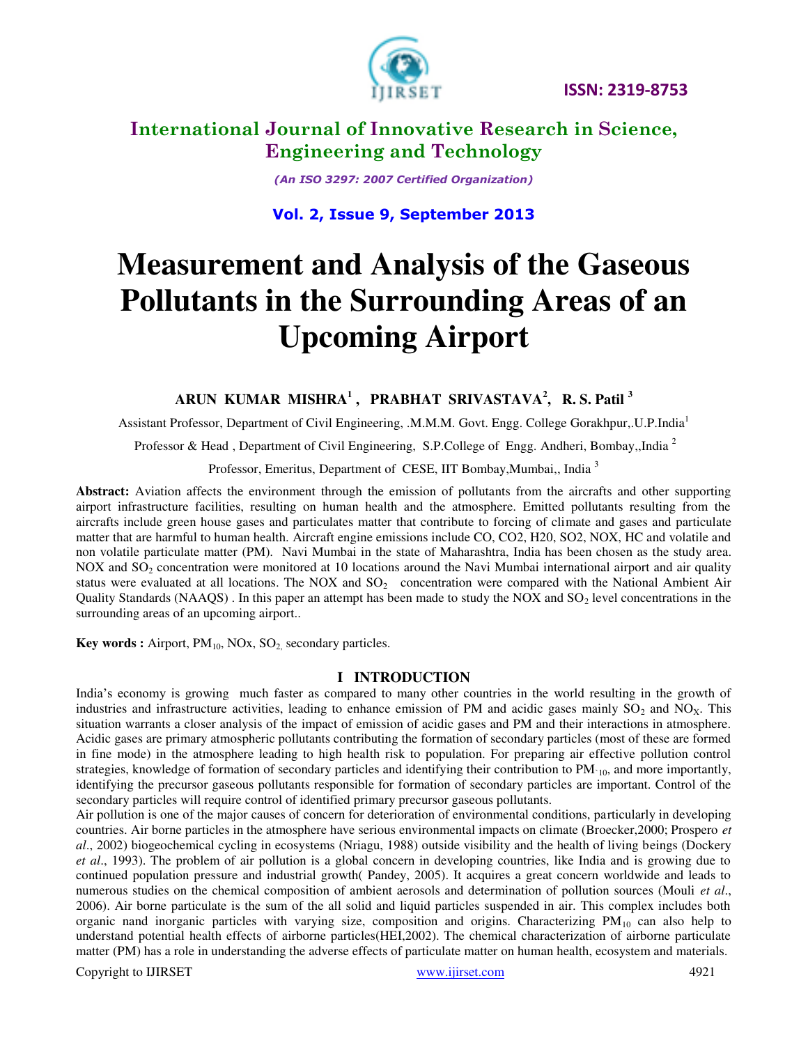# International Journal of Innovative Research in Science, Engineering and Technology

*(An ISO 3297: 2007 Certified Organization)*

ISSN: 2319-8753

# Measurement and Analysis of the Gaseous Pollutants in the Surrounding Areas of an Upcoming Airport

**ARUN KUMAR MISHRA[1] , PRABHAT SRIVASTAVA[2], R. S. Patil [3]**

Assistant Professor, Department of Civil Engineering, .M.M.M. Govt. Engg. College Gorakhpur,.U.P.India[1]

Professor & Head , Department of Civil Engineering, S.P.College of Engg. Andheri, Bombay,,India [2]

Professor, Emeritus, Department of CESE, IIT Bombay,Mumbai,, India [3]

**Abstract:** Aviation affects the environment through the emission of pollutants from the aircrafts and other supporting airport infrastructure facilities, resulting on human health and the atmosphere. Emitted pollutants resulting from the aircrafts include green house gases and particulates matter that contribute to forcing of climate and gases and particulate matter that are harmful to human health. Aircraft engine emissions include CO, CO2, H20, SO2, NOX, HC and volatile and non volatile particulate matter (PM). Navi Mumbai in the state of Maharashtra, India has been chosen as the study area. NOX and $SO_2$ concentration were monitored at 10 locations around the Navi Mumbai international airport and air quality status were evaluated at all locations. The NOX and $SO_2$ concentration were compared with the National Ambient Air Quality Standards (NAAQS) . In this paper an attempt has been made to study the NOX and $SO_2$ level concentrations in the surrounding areas of an upcoming airport..

**Key words :** Airport, $PM_{10}$, NOx, $SO_2$, secondary particles.

## I INTRODUCTION

India's economy is growing much faster as compared to many other countries in the world resulting in the growth of industries and infrastructure activities, leading to enhance emission of PM and acidic gases mainly $SO_2$ and $NO_X$. This situation warrants a closer analysis of the impact of emission of acidic gases and PM and their interactions in atmosphere. Acidic gases are primary atmospheric pollutants contributing the formation of secondary particles (most of these are formed in fine mode) in the atmosphere leading to high health risk to population. For preparing air effective pollution control strategies, knowledge of formation of secondary particles and identifying their contribution to $PM_{10}$, and more importantly, identifying the precursor gaseous pollutants responsible for formation of secondary particles are important. Control of the secondary particles will require control of identified primary precursor gaseous pollutants.

Air pollution is one of the major causes of concern for deterioration of environmental conditions, particularly in developing countries. Air borne particles in the atmosphere have serious environmental impacts on climate (Broecker,2000; Prospero *et al*., 2002) biogeochemical cycling in ecosystems (Nriagu, 1988) outside visibility and the health of living beings (Dockery *et al*., 1993). The problem of air pollution is a global concern in developing countries, like India and is growing due to continued population pressure and industrial growth( Pandey, 2005). It acquires a great concern worldwide and leads to numerous studies on the chemical composition of ambient aerosols and determination of pollution sources (Mouli *et al*., 2006). Air borne particulate is the sum of the all solid and liquid particles suspended in air. This complex includes both organic nand inorganic particles with varying size, composition and origins. Characterizing $PM_{10}$ can also help to understand potential health effects of airborne particles(HEI,2002). The chemical characterization of airborne particulate matter (PM) has a role in understanding the adverse effects of particulate matter on human health, ecosystem and materials.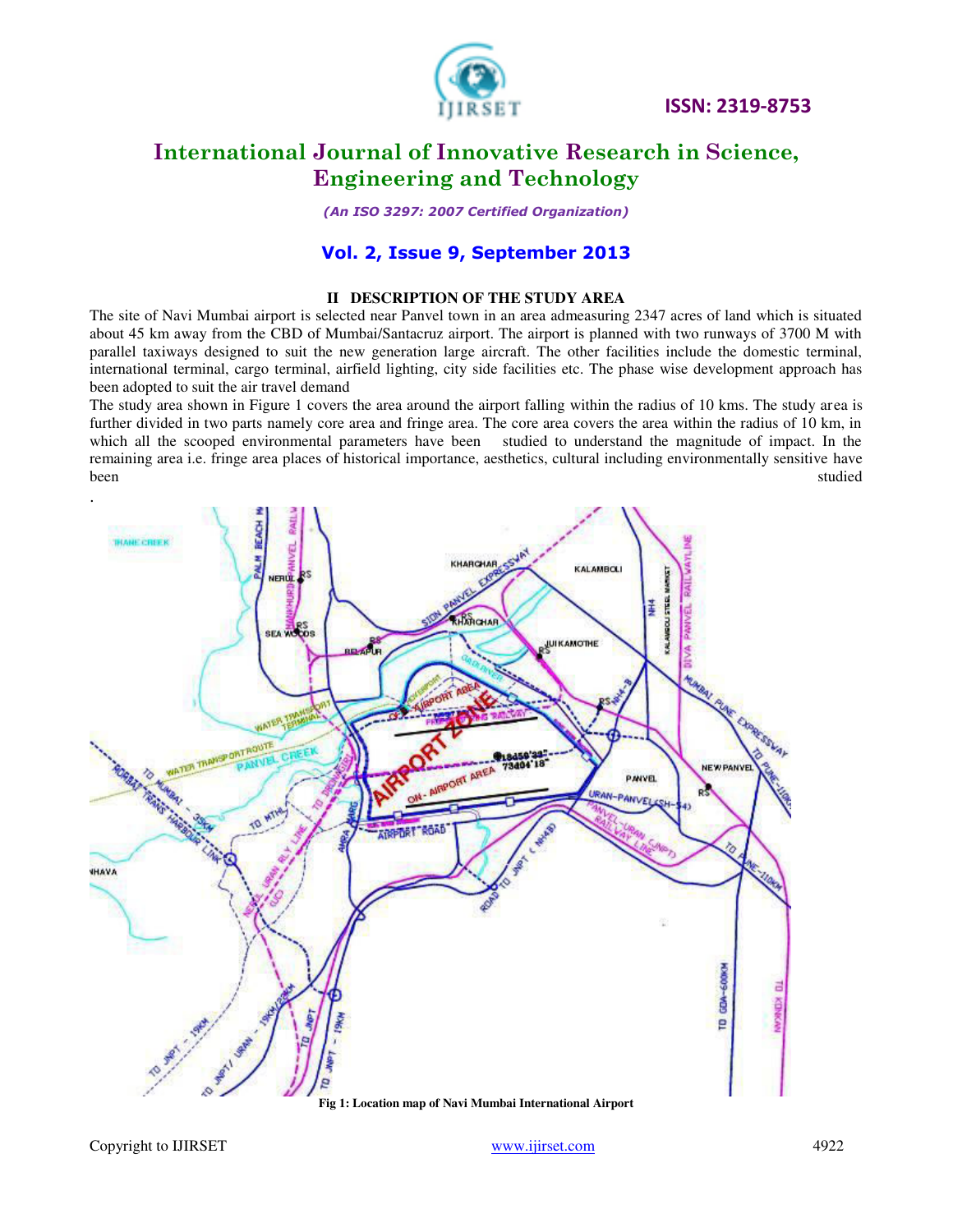## II DESCRIPTION OF THE STUDY AREA

The site of Navi Mumbai airport is selected near Panvel town in an area admeasuring 2347 acres of land which is situated about 45 km away from the CBD of Mumbai/Santacruz airport. The airport is planned with two runways of 3700 M with parallel taxiways designed to suit the new generation large aircraft. The other facilities include the domestic terminal, international terminal, cargo terminal, airfield lighting, city side facilities etc. The phase wise development approach has been adopted to suit the air travel demand

The study area shown in Figure 1 covers the area around the airport falling within the radius of 10 kms. The study area is further divided in two parts namely core area and fringe area. The core area covers the area within the radius of 10 km, in which all the scooped environmental parameters have been studied to understand the magnitude of impact. In the remaining area i.e. fringe area places of historical importance, aesthetics, cultural including environmentally sensitive have been studied

.

**Fig 1: Location map of Navi Mumbai International Airport**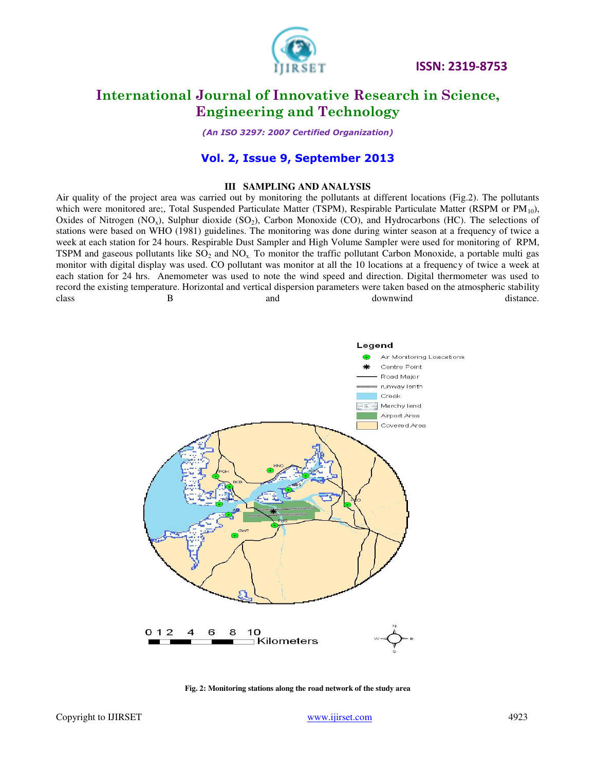### III SAMPLING AND ANALYSIS

Air quality of the project area was carried out by monitoring the pollutants at different locations (Fig.2). The pollutants which were monitored are;, Total Suspended Particulate Matter (TSPM), Respirable Particulate Matter (RSPM or $PM_{10}$), Oxides of Nitrogen ($NO_x$), Sulphur dioxide ($SO_2$), Carbon Monoxide (CO), and Hydrocarbons (HC). The selections of stations were based on WHO (1981) guidelines. The monitoring was done during winter season at a frequency of twice a week at each station for 24 hours. Respirable Dust Sampler and High Volume Sampler were used for monitoring of RPM, TSPM and gaseous pollutants like $SO_2$ and $NO_x$. To monitor the traffic pollutant Carbon Monoxide, a portable multi gas monitor with digital display was used. CO pollutant was monitor at all the 10 locations at a frequency of twice a week at each station for 24 hrs. Anemometer was used to note the wind speed and direction. Digital thermometer was used to record the existing temperature. Horizontal and vertical dispersion parameters were taken based on the atmospheric stability class B and downwind distance.

**Fig. 2: Monitoring stations along the road network of the study area**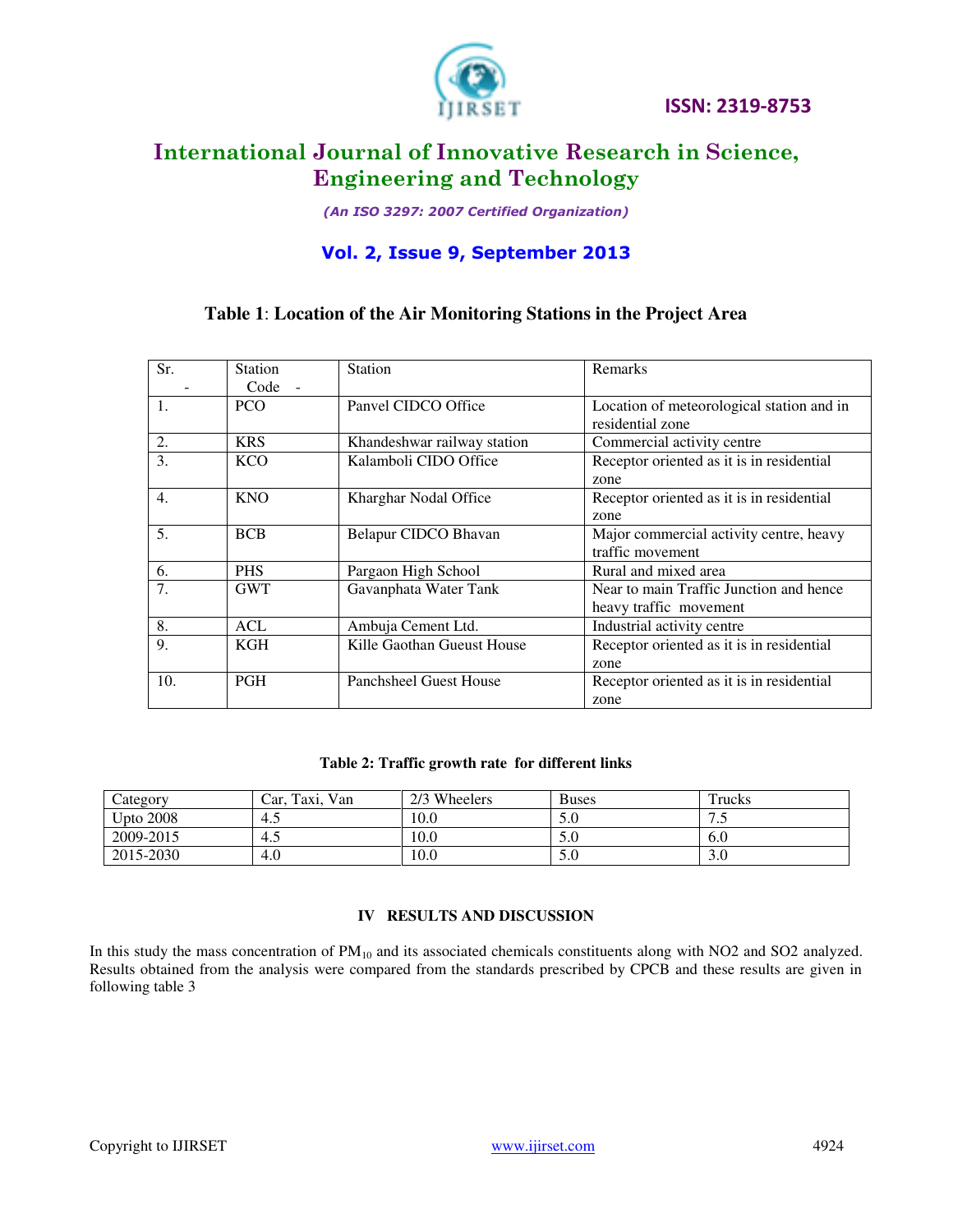**Table 1**: **Location of the Air Monitoring Stations in the Project Area**

| Sr. - | Station Code - | Station | Remarks |
|---|---|---|---|
| 1. | PCO | Panvel CIDCO Office | Location of meteorological station and in residential zone |
| 2. | KRS | Khandeshwar railway station | Commercial activity centre |
| 3. | KCO | Kalamboli CIDO Office | Receptor oriented as it is in residential zone |
| 4. | KNO | Kharghar Nodal Office | Receptor oriented as it is in residential zone |
| 5. | BCB | Belapur CIDCO Bhavan | Major commercial activity centre, heavy traffic movement |
| 6. | PHS | Pargaon High School | Rural and mixed area |
| 7. | GWT | Gavanphata Water Tank | Near to main Traffic Junction and hence heavy traffic movement |
| 8. | ACL | Ambuja Cement Ltd. | Industrial activity centre |
| 9. | KGH | Kille Gaothan Gueust House | Receptor oriented as it is in residential zone |
| 10. | PGH | Panchsheel Guest House | Receptor oriented as it is in residential zone |

**Table 2: Traffic growth rate for different links**

| Category | Car, Taxi, Van | 2/3 Wheelers | Buses | Trucks |
|---|---|---|---|---|
| Upto 2008 | 4.5 | 10.0 | 5.0 | 7.5 |
| 2009-2015 | 4.5 | 10.0 | 5.0 | 6.0 |
| 2015-2030 | 4.0 | 10.0 | 5.0 | 3.0 |

## IV RESULTS AND DISCUSSION

In this study the mass concentration of $PM_{10}$ and its associated chemicals constituents along with NO2 and SO2 analyzed. Results obtained from the analysis were compared from the standards prescribed by CPCB and these results are given in following table 3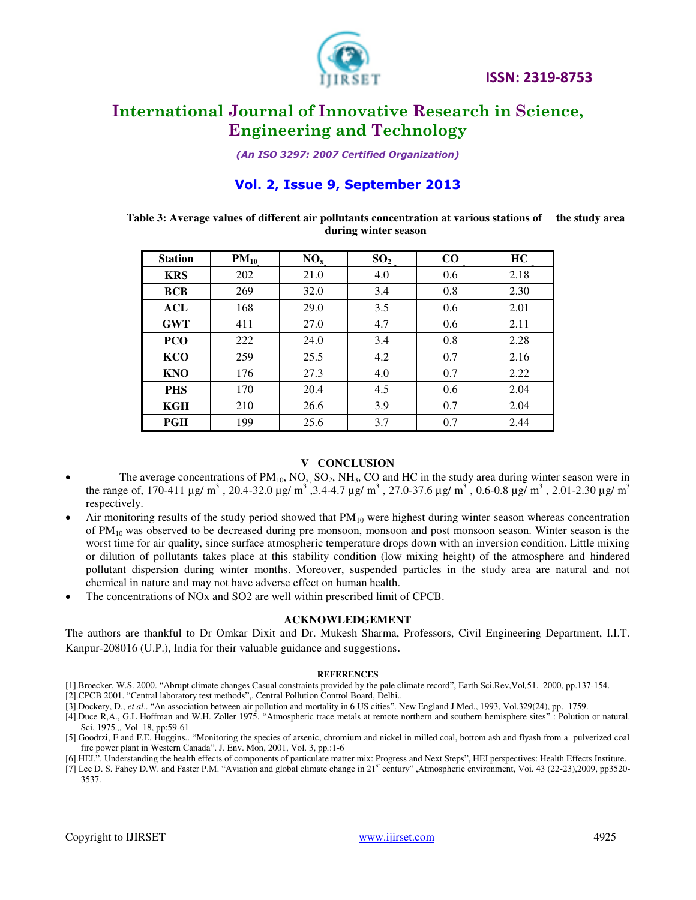**Table 3: Average values of different air pollutants concentration at various stations of the study area during winter season**

| Station | $PM_{10}$ | $NO_x$ | $SO_2$ | CO | HC |
|---|---|---|---|---|---|
| **KRS** | 202 | 21.0 | 4.0 | 0.6 | 2.18 |
| **BCB** | 269 | 32.0 | 3.4 | 0.8 | 2.30 |
| **ACL** | 168 | 29.0 | 3.5 | 0.6 | 2.01 |
| **GWT** | 411 | 27.0 | 4.7 | 0.6 | 2.11 |
| **PCO** | 222 | 24.0 | 3.4 | 0.8 | 2.28 |
| **KCO** | 259 | 25.5 | 4.2 | 0.7 | 2.16 |
| **KNO** | 176 | 27.3 | 4.0 | 0.7 | 2.22 |
| **PHS** | 170 | 20.4 | 4.5 | 0.6 | 2.04 |
| **KGH** | 210 | 26.6 | 3.9 | 0.7 | 2.04 |
| **PGH** | 199 | 25.6 | 3.7 | 0.7 | 2.44 |

## V CONCLUSION

- The average concentrations of $PM_{10}$, $NO_x$, $SO_2$, $NH_3$, CO and HC in the study area during winter season were in the range of, 170-411 μg/ $m^3$ , 20.4-32.0 μg/ $m^3$ ,3.4-4.7 μg/ $m^3$ , 27.0-37.6 μg/ $m^3$ , 0.6-0.8 μg/ $m^3$ , 2.01-2.30 μg/ $m^3$ respectively.
- Air monitoring results of the study period showed that $PM_{10}$ were highest during winter season whereas concentration of $PM_{10}$ was observed to be decreased during pre monsoon, monsoon and post monsoon season. Winter season is the worst time for air quality, since surface atmospheric temperature drops down with an inversion condition. Little mixing or dilution of pollutants takes place at this stability condition (low mixing height) of the atmosphere and hindered pollutant dispersion during winter months. Moreover, suspended particles in the study area are natural and not chemical in nature and may not have adverse effect on human health.
- The concentrations of NOx and SO2 are well within prescribed limit of CPCB.

## ACKNOWLEDGEMENT

The authors are thankful to Dr Omkar Dixit and Dr. Mukesh Sharma, Professors, Civil Engineering Department, I.I.T. Kanpur-208016 (U.P.), India for their valuable guidance and suggestions.

## REFERENCES

[1].Broecker, W.S. 2000. "Abrupt climate changes Casual constraints provided by the pale climate record", Earth Sci.Rev,Vol,51, 2000, pp.137-154.

[2].CPCB 2001. "Central laboratory test methods",. Central Pollution Control Board, Delhi..

[3].Dockery, D., *et al*.. "An association between air pollution and mortality in 6 US cities". New England J Med., 1993, Vol.329(24), pp. 1759.

[4].Duce R,A., G.L Hoffman and W.H. Zoller 1975. "Atmospheric trace metals at remote northern and southern hemisphere sites" : Polution or natural. Sci, 1975.,, Vol 18, pp:59-61

[5].Goodrzi, F and F.E. Huggins.. "Monitoring the species of arsenic, chromium and nickel in milled coal, bottom ash and flyash from a pulverized coal fire power plant in Western Canada". J. Env. Mon, 2001, Vol. 3, pp.:1-6

[6].HEI.". Understanding the health effects of components of particulate matter mix: Progress and Next Steps", HEI perspectives: Health Effects Institute.

[7] Lee D. S. Fahey D.W. and Faster P.M. "Aviation and global climate change in 21st century" ,Atmospheric environment, Voi. 43 (22-23),2009, pp3520-3537.